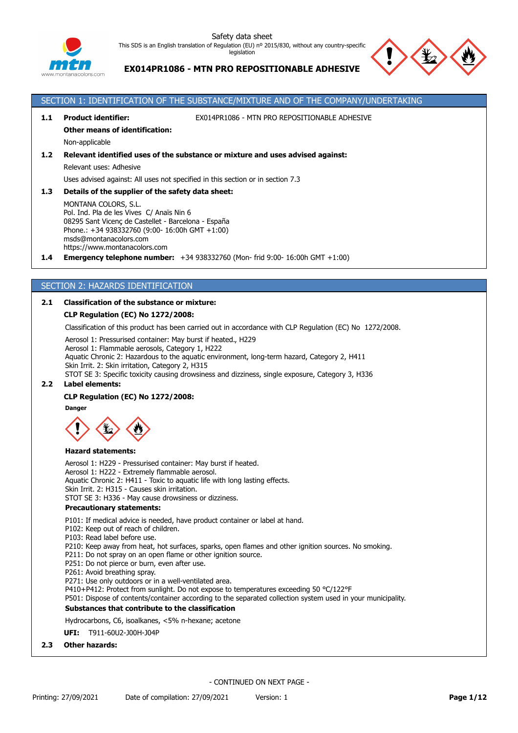Safety data sheet

This SDS is an English translation of Regulation (EU) nº 2015/830, without any country-specific legislation

# EX014PR1086 - MTN PRO REPOSITIONABLE ADHESIVE

## SECTION 1: IDENTIFICATION OF THE SUBSTANCE/MIXTURE AND OF THE COMPANY/UNDERTAKING

**1.1 Product identifier:** EX014PR1086 - MTN PRO REPOSITIONABLE ADHESIVE

**Other means of identification:**

Non-applicable

**1.2 Relevant identified uses of the substance or mixture and uses advised against:**

Relevant uses: Adhesive

Uses advised against: All uses not specified in this section or in section 7.3

**1.3 Details of the supplier of the safety data sheet:**

MONTANA COLORS, S.L.
Pol. Ind. Pla de les Vives C/ Anaïs Nin 6
08295 Sant Vicenç de Castellet - Barcelona - España
Phone.: +34 938332760 (9:00- 16:00h GMT +1:00)
msds@montanacolors.com
https://www.montanacolors.com

**1.4 Emergency telephone number:** +34 938332760 (Mon- frid 9:00- 16:00h GMT +1:00)

## SECTION 2: HAZARDS IDENTIFICATION

**2.1 Classification of the substance or mixture:**

**CLP Regulation (EC) No 1272/2008:**

Classification of this product has been carried out in accordance with CLP Regulation (EC) No 1272/2008.

Aerosol 1: Pressurised container: May burst if heated., H229
Aerosol 1: Flammable aerosols, Category 1, H222
Aquatic Chronic 2: Hazardous to the aquatic environment, long-term hazard, Category 2, H411
Skin Irrit. 2: Skin irritation, Category 2, H315
STOT SE 3: Specific toxicity causing drowsiness and dizziness, single exposure, Category 3, H336

**2.2 Label elements:**

**CLP Regulation (EC) No 1272/2008:**

**Danger**

**Hazard statements:**

Aerosol 1: H229 - Pressurised container: May burst if heated.
Aerosol 1: H222 - Extremely flammable aerosol.
Aquatic Chronic 2: H411 - Toxic to aquatic life with long lasting effects.
Skin Irrit. 2: H315 - Causes skin irritation.
STOT SE 3: H336 - May cause drowsiness or dizziness.

**Precautionary statements:**

P101: If medical advice is needed, have product container or label at hand.
P102: Keep out of reach of children.
P103: Read label before use.
P210: Keep away from heat, hot surfaces, sparks, open flames and other ignition sources. No smoking.
P211: Do not spray on an open flame or other ignition source.
P251: Do not pierce or burn, even after use.
P261: Avoid breathing spray.
P271: Use only outdoors or in a well-ventilated area.
P410+P412: Protect from sunlight. Do not expose to temperatures exceeding 50 °C/122°F
P501: Dispose of contents/container according to the separated collection system used in your municipality.

**Substances that contribute to the classification**

Hydrocarbons, C6, isoalkanes, <5% n-hexane; acetone

**UFI:** T911-60U2-J00H-J04P

**2.3 Other hazards:**

- CONTINUED ON NEXT PAGE -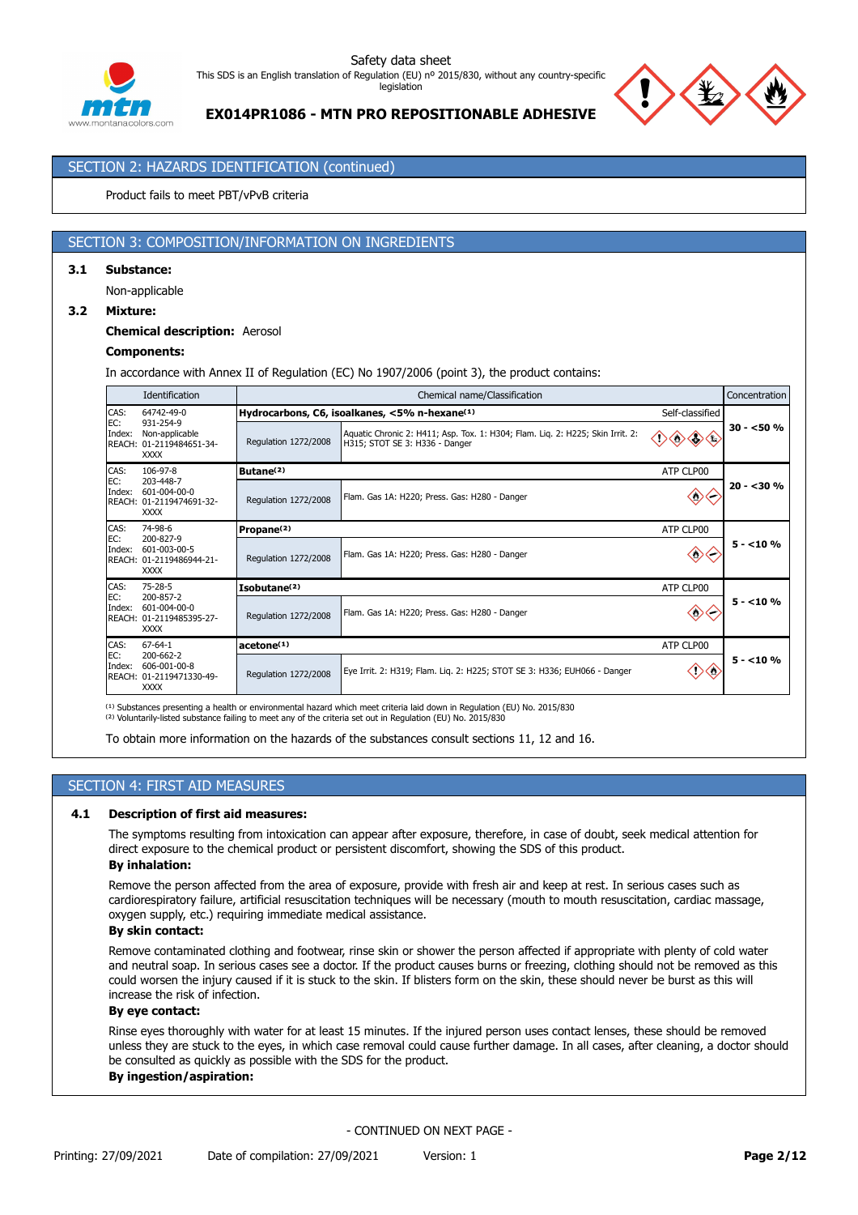## SECTION 2: HAZARDS IDENTIFICATION (continued)

Product fails to meet PBT/vPvB criteria

## SECTION 3: COMPOSITION/INFORMATION ON INGREDIENTS

### 3.1 Substance:

Non-applicable

### 3.2 Mixture:

**Chemical description:** Aerosol

**Components:**

In accordance with Annex II of Regulation (EC) No 1907/2006 (point 3), the product contains:

| Identification | Chemical name/Classification | | | Concentration |
|---|---|---|---|---|
| CAS: 64742-49-0<br>EC: 931-254-9<br>Index: Non-applicable<br>REACH: 01-2119484651-34-XXXX | **Hydrocarbons, C6, isoalkanes, <5% n-hexane**[1] | | Self-classified | **30 - <50 %** |
| | Regulation 1272/2008 | Aquatic Chronic 2: H411; Asp. Tox. 1: H304; Flam. Liq. 2: H225; Skin Irrit. 2: H315; STOT SE 3: H336 - Danger | | |
| CAS: 106-97-8<br>EC: 203-448-7<br>Index: 601-004-00-0<br>REACH: 01-2119474691-32-XXXX | **Butane**[2] | | ATP CLP00 | **20 - <30 %** |
| | Regulation 1272/2008 | Flam. Gas 1A: H220; Press. Gas: H280 - Danger | | |
| CAS: 74-98-6<br>EC: 200-827-9<br>Index: 601-003-00-5<br>REACH: 01-2119486944-21-XXXX | **Propane**[2] | | ATP CLP00 | **5 - <10 %** |
| | Regulation 1272/2008 | Flam. Gas 1A: H220; Press. Gas: H280 - Danger | | |
| CAS: 75-28-5<br>EC: 200-857-2<br>Index: 601-004-00-0<br>REACH: 01-2119485395-27-XXXX | **Isobutane**[2] | | ATP CLP00 | **5 - <10 %** |
| | Regulation 1272/2008 | Flam. Gas 1A: H220; Press. Gas: H280 - Danger | | |
| CAS: 67-64-1<br>EC: 200-662-2<br>Index: 606-001-00-8<br>REACH: 01-2119471330-49-XXXX | **acetone**[1] | | ATP CLP00 | **5 - <10 %** |
| | Regulation 1272/2008 | Eye Irrit. 2: H319; Flam. Liq. 2: H225; STOT SE 3: H336; EUH066 - Danger | | |

[1] Substances presenting a health or environmental hazard which meet criteria laid down in Regulation (EU) No. 2015/830
[2] Voluntarily-listed substance failing to meet any of the criteria set out in Regulation (EU) No. 2015/830

To obtain more information on the hazards of the substances consult sections 11, 12 and 16.

## SECTION 4: FIRST AID MEASURES

### 4.1 Description of first aid measures:

The symptoms resulting from intoxication can appear after exposure, therefore, in case of doubt, seek medical attention for direct exposure to the chemical product or persistent discomfort, showing the SDS of this product.

**By inhalation:**

Remove the person affected from the area of exposure, provide with fresh air and keep at rest. In serious cases such as cardiorespiratory failure, artificial resuscitation techniques will be necessary (mouth to mouth resuscitation, cardiac massage, oxygen supply, etc.) requiring immediate medical assistance.

**By skin contact:**

Remove contaminated clothing and footwear, rinse skin or shower the person affected if appropriate with plenty of cold water and neutral soap. In serious cases see a doctor. If the product causes burns or freezing, clothing should not be removed as this could worsen the injury caused if it is stuck to the skin. If blisters form on the skin, these should never be burst as this will increase the risk of infection.

**By eye contact:**

Rinse eyes thoroughly with water for at least 15 minutes. If the injured person uses contact lenses, these should be removed unless they are stuck to the eyes, in which case removal could cause further damage. In all cases, after cleaning, a doctor should be consulted as quickly as possible with the SDS for the product.

**By ingestion/aspiration:**

- CONTINUED ON NEXT PAGE -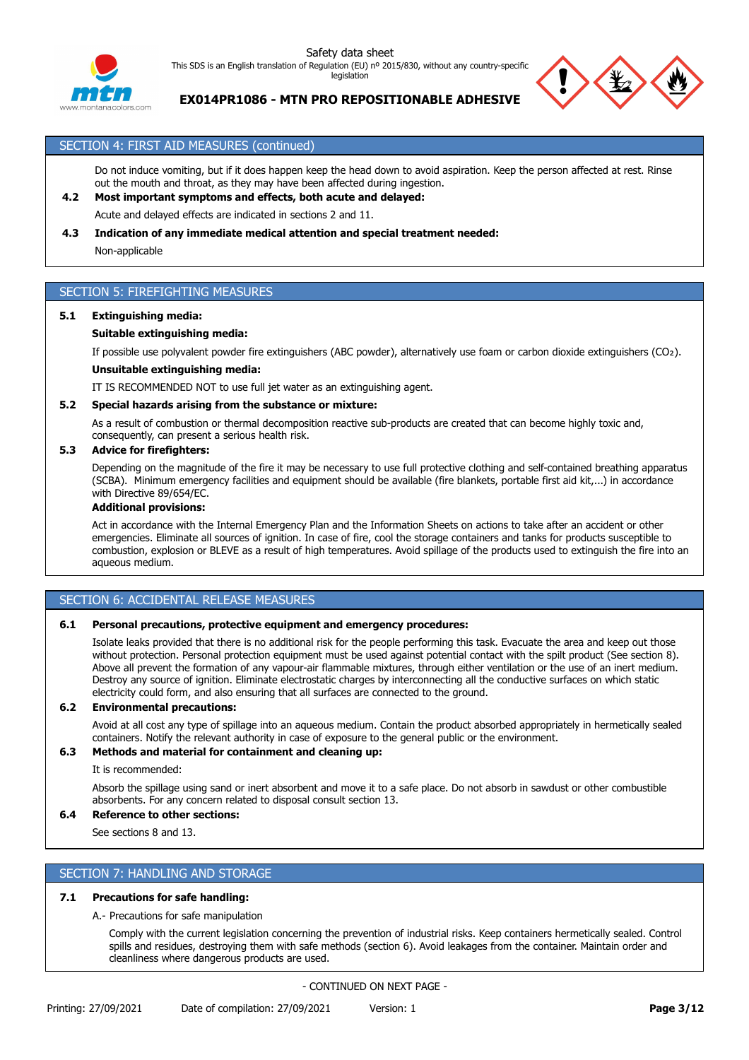## SECTION 4: FIRST AID MEASURES (continued)

Do not induce vomiting, but if it does happen keep the head down to avoid aspiration. Keep the person affected at rest. Rinse out the mouth and throat, as they may have been affected during ingestion.

**4.2 Most important symptoms and effects, both acute and delayed:**

Acute and delayed effects are indicated in sections 2 and 11.

**4.3 Indication of any immediate medical attention and special treatment needed:**

Non-applicable

## SECTION 5: FIREFIGHTING MEASURES

**5.1 Extinguishing media:**

**Suitable extinguishing media:**

If possible use polyvalent powder fire extinguishers (ABC powder), alternatively use foam or carbon dioxide extinguishers ($CO_2$).

**Unsuitable extinguishing media:**

IT IS RECOMMENDED NOT to use full jet water as an extinguishing agent.

**5.2 Special hazards arising from the substance or mixture:**

As a result of combustion or thermal decomposition reactive sub-products are created that can become highly toxic and, consequently, can present a serious health risk.

**5.3 Advice for firefighters:**

Depending on the magnitude of the fire it may be necessary to use full protective clothing and self-contained breathing apparatus (SCBA). Minimum emergency facilities and equipment should be available (fire blankets, portable first aid kit,...) in accordance with Directive 89/654/EC.

**Additional provisions:**

Act in accordance with the Internal Emergency Plan and the Information Sheets on actions to take after an accident or other emergencies. Eliminate all sources of ignition. In case of fire, cool the storage containers and tanks for products susceptible to combustion, explosion or BLEVE as a result of high temperatures. Avoid spillage of the products used to extinguish the fire into an aqueous medium.

## SECTION 6: ACCIDENTAL RELEASE MEASURES

**6.1 Personal precautions, protective equipment and emergency procedures:**

Isolate leaks provided that there is no additional risk for the people performing this task. Evacuate the area and keep out those without protection. Personal protection equipment must be used against potential contact with the spilt product (See section 8). Above all prevent the formation of any vapour-air flammable mixtures, through either ventilation or the use of an inert medium. Destroy any source of ignition. Eliminate electrostatic charges by interconnecting all the conductive surfaces on which static electricity could form, and also ensuring that all surfaces are connected to the ground.

**6.2 Environmental precautions:**

Avoid at all cost any type of spillage into an aqueous medium. Contain the product absorbed appropriately in hermetically sealed containers. Notify the relevant authority in case of exposure to the general public or the environment.

**6.3 Methods and material for containment and cleaning up:**

It is recommended:

Absorb the spillage using sand or inert absorbent and move it to a safe place. Do not absorb in sawdust or other combustible absorbents. For any concern related to disposal consult section 13.

**6.4 Reference to other sections:**

See sections 8 and 13.

## SECTION 7: HANDLING AND STORAGE

**7.1 Precautions for safe handling:**

A.- Precautions for safe manipulation

Comply with the current legislation concerning the prevention of industrial risks. Keep containers hermetically sealed. Control spills and residues, destroying them with safe methods (section 6). Avoid leakages from the container. Maintain order and cleanliness where dangerous products are used.

- CONTINUED ON NEXT PAGE -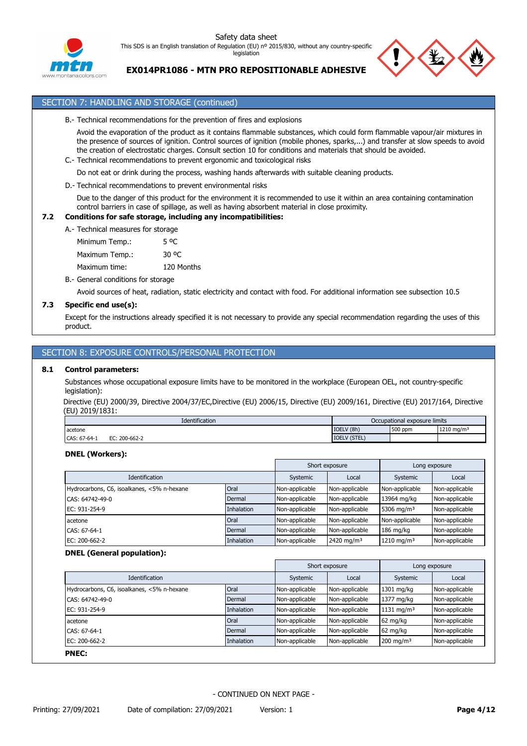## SECTION 7: HANDLING AND STORAGE (continued)

B.- Technical recommendations for the prevention of fires and explosions

Avoid the evaporation of the product as it contains flammable substances, which could form flammable vapour/air mixtures in the presence of sources of ignition. Control sources of ignition (mobile phones, sparks,...) and transfer at slow speeds to avoid the creation of electrostatic charges. Consult section 10 for conditions and materials that should be avoided.

C.- Technical recommendations to prevent ergonomic and toxicological risks

Do not eat or drink during the process, washing hands afterwards with suitable cleaning products.

D.- Technical recommendations to prevent environmental risks

Due to the danger of this product for the environment it is recommended to use it within an area containing contamination control barriers in case of spillage, as well as having absorbent material in close proximity.

**7.2 Conditions for safe storage, including any incompatibilities:**

A.- Technical measures for storage

Minimum Temp.: 5 ºC

Maximum Temp.: 30 ºC

Maximum time: 120 Months

B.- General conditions for storage

Avoid sources of heat, radiation, static electricity and contact with food. For additional information see subsection 10.5

**7.3 Specific end use(s):**

Except for the instructions already specified it is not necessary to provide any special recommendation regarding the uses of this product.

## SECTION 8: EXPOSURE CONTROLS/PERSONAL PROTECTION

**8.1 Control parameters:**

Substances whose occupational exposure limits have to be monitored in the workplace (European OEL, not country-specific legislation):

Directive (EU) 2000/39, Directive 2004/37/EC,Directive (EU) 2006/15, Directive (EU) 2009/161, Directive (EU) 2017/164, Directive (EU) 2019/1831:

| Identification | | Occupational exposure limits | | |
|---|---|---|---|---|
| acetone | | IOELV (8h) | 500 ppm | 1210 mg/m³ |
| CAS: 67-64-1 | EC: 200-662-2 | IOELV (STEL) | | |

**DNEL (Workers):**

| Identification | | Short exposure | | Long exposure | |
|---|---|---|---|---|---|
| | | Systemic | Local | Systemic | Local |
| Hydrocarbons, C6, isoalkanes, <5% n-hexane | Oral | Non-applicable | Non-applicable | Non-applicable | Non-applicable |
| CAS: 64742-49-0 | Dermal | Non-applicable | Non-applicable | 13964 mg/kg | Non-applicable |
| EC: 931-254-9 | Inhalation | Non-applicable | Non-applicable | 5306 mg/m³ | Non-applicable |
| acetone | Oral | Non-applicable | Non-applicable | Non-applicable | Non-applicable |
| CAS: 67-64-1 | Dermal | Non-applicable | Non-applicable | 186 mg/kg | Non-applicable |
| EC: 200-662-2 | Inhalation | Non-applicable | 2420 mg/m³ | 1210 mg/m³ | Non-applicable |

**DNEL (General population):**

| Identification | | Short exposure | | Long exposure | |
|---|---|---|---|---|---|
| | | Systemic | Local | Systemic | Local |
| Hydrocarbons, C6, isoalkanes, <5% n-hexane | Oral | Non-applicable | Non-applicable | 1301 mg/kg | Non-applicable |
| CAS: 64742-49-0 | Dermal | Non-applicable | Non-applicable | 1377 mg/kg | Non-applicable |
| EC: 931-254-9 | Inhalation | Non-applicable | Non-applicable | 1131 mg/m³ | Non-applicable |
| acetone | Oral | Non-applicable | Non-applicable | 62 mg/kg | Non-applicable |
| CAS: 67-64-1 | Dermal | Non-applicable | Non-applicable | 62 mg/kg | Non-applicable |
| EC: 200-662-2 | Inhalation | Non-applicable | Non-applicable | 200 mg/m³ | Non-applicable |

**PNEC:**

- CONTINUED ON NEXT PAGE -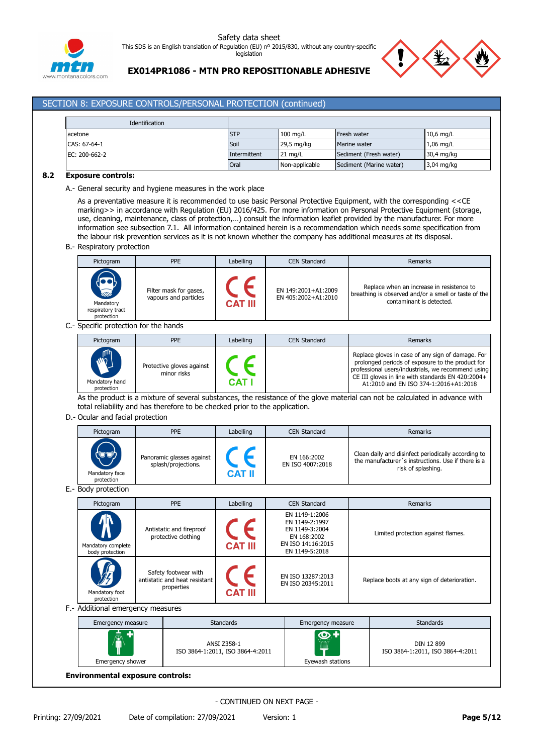## SECTION 8: EXPOSURE CONTROLS/PERSONAL PROTECTION (continued)

| Identification | | | | |
|---|---|---|---|---|
| acetone | STP | 100 mg/L | Fresh water | 10,6 mg/L |
| CAS: 67-64-1 | Soil | 29,5 mg/kg | Marine water | 1,06 mg/L |
| EC: 200-662-2 | Intermittent | 21 mg/L | Sediment (Fresh water) | 30,4 mg/kg |
| | Oral | Non-applicable | Sediment (Marine water) | 3,04 mg/kg |

### 8.2 Exposure controls:

A.- General security and hygiene measures in the work place

As a preventative measure it is recommended to use basic Personal Protective Equipment, with the corresponding <<CE marking>> in accordance with Regulation (EU) 2016/425. For more information on Personal Protective Equipment (storage, use, cleaning, maintenance, class of protection,…) consult the information leaflet provided by the manufacturer. For more information see subsection 7.1. All information contained herein is a recommendation which needs some specification from the labour risk prevention services as it is not known whether the company has additional measures at its disposal.

B.- Respiratory protection

| Pictogram | PPE | Labelling | CEN Standard | Remarks |
|---|---|---|---|---|
| Mandatory respiratory tract protection | Filter mask for gases, vapours and particles | CE CAT III | EN 149:2001+A1:2009<br>EN 405:2002+A1:2010 | Replace when an increase in resistence to breathing is observed and/or a smell or taste of the contaminant is detected. |

C.- Specific protection for the hands

| Pictogram | PPE | Labelling | CEN Standard | Remarks |
|---|---|---|---|---|
| Mandatory hand protection | Protective gloves against minor risks | CE CAT I | | Replace gloves in case of any sign of damage. For prolonged periods of exposure to the product for professional users/industrials, we recommend using CE III gloves in line with standards EN 420:2004+ A1:2010 and EN ISO 374-1:2016+A1:2018 |

As the product is a mixture of several substances, the resistance of the glove material can not be calculated in advance with total reliability and has therefore to be checked prior to the application.

D.- Ocular and facial protection

| Pictogram | PPE | Labelling | CEN Standard | Remarks |
|---|---|---|---|---|
| Mandatory face protection | Panoramic glasses against splash/projections. | CE CAT II | EN 166:2002<br>EN ISO 4007:2018 | Clean daily and disinfect periodically according to the manufacturer´s instructions. Use if there is a risk of splashing. |

E.- Body protection

| Pictogram | PPE | Labelling | CEN Standard | Remarks |
|---|---|---|---|---|
| Mandatory complete body protection | Antistatic and fireproof protective clothing | CE CAT III | EN 1149-1:2006<br>EN 1149-2:1997<br>EN 1149-3:2004<br>EN 168:2002<br>EN ISO 14116:2015<br>EN 1149-5:2018 | Limited protection against flames. |
| Mandatory foot protection | Safety footwear with antistatic and heat resistant properties | CE CAT III | EN ISO 13287:2013<br>EN ISO 20345:2011 | Replace boots at any sign of deterioration. |

F.- Additional emergency measures

| Emergency measure | Standards | Emergency measure | Standards |
|---|---|---|---|
| Emergency shower | ANSI Z358-1<br>ISO 3864-1:2011, ISO 3864-4:2011 | Eyewash stations | DIN 12 899<br>ISO 3864-1:2011, ISO 3864-4:2011 |

**Environmental exposure controls:**

- CONTINUED ON NEXT PAGE -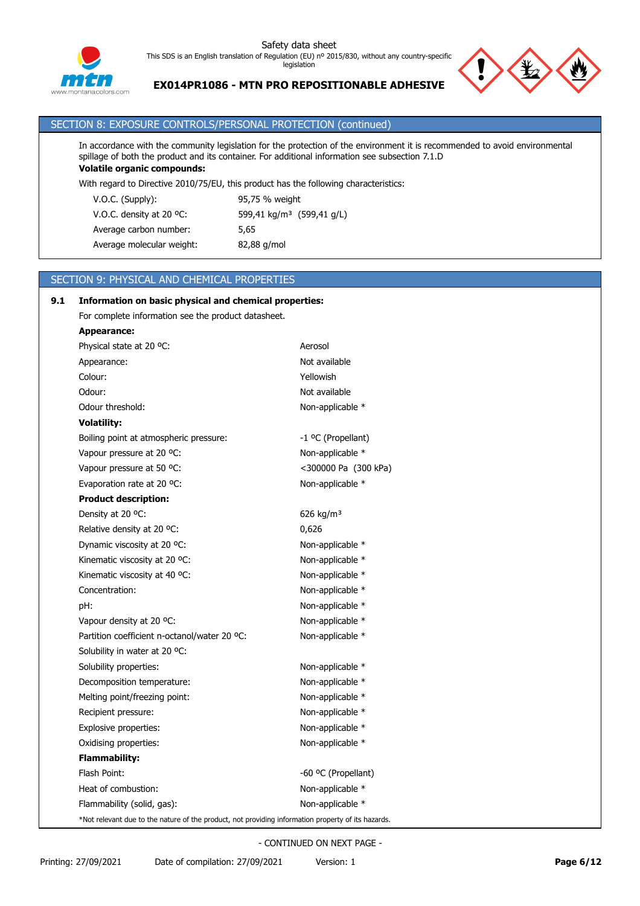## SECTION 8: EXPOSURE CONTROLS/PERSONAL PROTECTION (continued)

In accordance with the community legislation for the protection of the environment it is recommended to avoid environmental spillage of both the product and its container. For additional information see subsection 7.1.D

**Volatile organic compounds:**

With regard to Directive 2010/75/EU, this product has the following characteristics:

| | |
|---|---|
| V.O.C. (Supply): | 95,75 % weight |
| V.O.C. density at 20 ºC: | 599,41 kg/m³ (599,41 g/L) |
| Average carbon number: | 5,65 |
| Average molecular weight: | 82,88 g/mol |

## SECTION 9: PHYSICAL AND CHEMICAL PROPERTIES

**9.1 Information on basic physical and chemical properties:**

For complete information see the product datasheet.

**Appearance:**

| | |
|---|---|
| Physical state at 20 ºC: | Aerosol |
| Appearance: | Not available |
| Colour: | Yellowish |
| Odour: | Not available |
| Odour threshold: | Non-applicable * |

**Volatility:**

| | |
|---|---|
| Boiling point at atmospheric pressure: | -1 ºC (Propellant) |
| Vapour pressure at 20 ºC: | Non-applicable * |
| Vapour pressure at 50 ºC: | <300000 Pa (300 kPa) |
| Evaporation rate at 20 ºC: | Non-applicable * |

**Product description:**

| | |
|---|---|
| Density at 20 ºC: | 626 kg/m³ |
| Relative density at 20 ºC: | 0,626 |
| Dynamic viscosity at 20 ºC: | Non-applicable * |
| Kinematic viscosity at 20 ºC: | Non-applicable * |
| Kinematic viscosity at 40 ºC: | Non-applicable * |
| Concentration: | Non-applicable * |
| pH: | Non-applicable * |
| Vapour density at 20 ºC: | Non-applicable * |
| Partition coefficient n-octanol/water 20 ºC: | Non-applicable * |
| Solubility in water at 20 ºC: | |
| Solubility properties: | Non-applicable * |
| Decomposition temperature: | Non-applicable * |
| Melting point/freezing point: | Non-applicable * |
| Recipient pressure: | Non-applicable * |
| Explosive properties: | Non-applicable * |
| Oxidising properties: | Non-applicable * |

**Flammability:**

| | |
|---|---|
| Flash Point: | -60 ºC (Propellant) |
| Heat of combustion: | Non-applicable * |
| Flammability (solid, gas): | Non-applicable * |

*Not relevant due to the nature of the product, not providing information property of its hazards.

- CONTINUED ON NEXT PAGE -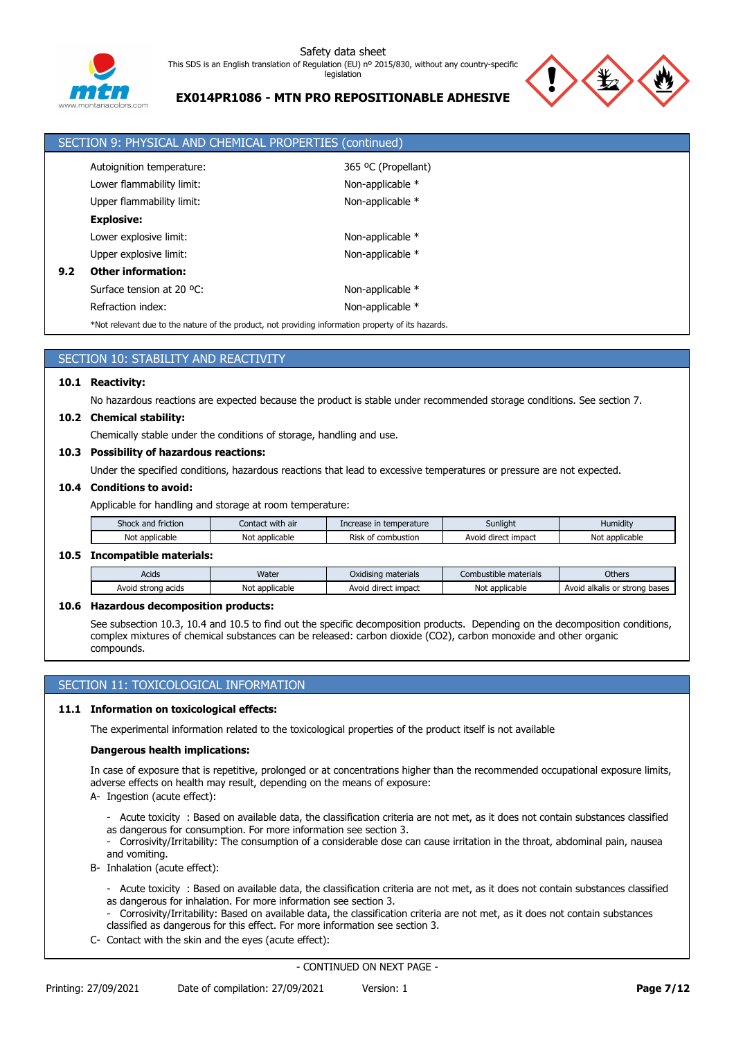## SECTION 9: PHYSICAL AND CHEMICAL PROPERTIES (continued)

| | |
|---|---|
| Autoignition temperature: | 365 ºC (Propellant) |
| Lower flammability limit: | Non-applicable * |
| Upper flammability limit: | Non-applicable * |

**Explosive:**

| | |
|---|---|
| Lower explosive limit: | Non-applicable * |
| Upper explosive limit: | Non-applicable * |

**9.2 Other information:**

| | |
|---|---|
| Surface tension at 20 ºC: | Non-applicable * |
| Refraction index: | Non-applicable * |

*Not relevant due to the nature of the product, not providing information property of its hazards.

## SECTION 10: STABILITY AND REACTIVITY

**10.1 Reactivity:**

No hazardous reactions are expected because the product is stable under recommended storage conditions. See section 7.

**10.2 Chemical stability:**

Chemically stable under the conditions of storage, handling and use.

**10.3 Possibility of hazardous reactions:**

Under the specified conditions, hazardous reactions that lead to excessive temperatures or pressure are not expected.

**10.4 Conditions to avoid:**

Applicable for handling and storage at room temperature:

| Shock and friction | Contact with air | Increase in temperature | Sunlight | Humidity |
|---|---|---|---|---|
| Not applicable | Not applicable | Risk of combustion | Avoid direct impact | Not applicable |

**10.5 Incompatible materials:**

| Acids | Water | Oxidising materials | Combustible materials | Others |
|---|---|---|---|---|
| Avoid strong acids | Not applicable | Avoid direct impact | Not applicable | Avoid alkalis or strong bases |

**10.6 Hazardous decomposition products:**

See subsection 10.3, 10.4 and 10.5 to find out the specific decomposition products. Depending on the decomposition conditions, complex mixtures of chemical substances can be released: carbon dioxide ($CO_2$), carbon monoxide and other organic compounds.

## SECTION 11: TOXICOLOGICAL INFORMATION

**11.1 Information on toxicological effects:**

The experimental information related to the toxicological properties of the product itself is not available

**Dangerous health implications:**

In case of exposure that is repetitive, prolonged or at concentrations higher than the recommended occupational exposure limits, adverse effects on health may result, depending on the means of exposure:

A- Ingestion (acute effect):

- Acute toxicity : Based on available data, the classification criteria are not met, as it does not contain substances classified as dangerous for consumption. For more information see section 3.
- Corrosivity/Irritability: The consumption of a considerable dose can cause irritation in the throat, abdominal pain, nausea and vomiting.

B- Inhalation (acute effect):

- Acute toxicity : Based on available data, the classification criteria are not met, as it does not contain substances classified as dangerous for inhalation. For more information see section 3.
- Corrosivity/Irritability: Based on available data, the classification criteria are not met, as it does not contain substances classified as dangerous for this effect. For more information see section 3.

C- Contact with the skin and the eyes (acute effect):

- CONTINUED ON NEXT PAGE -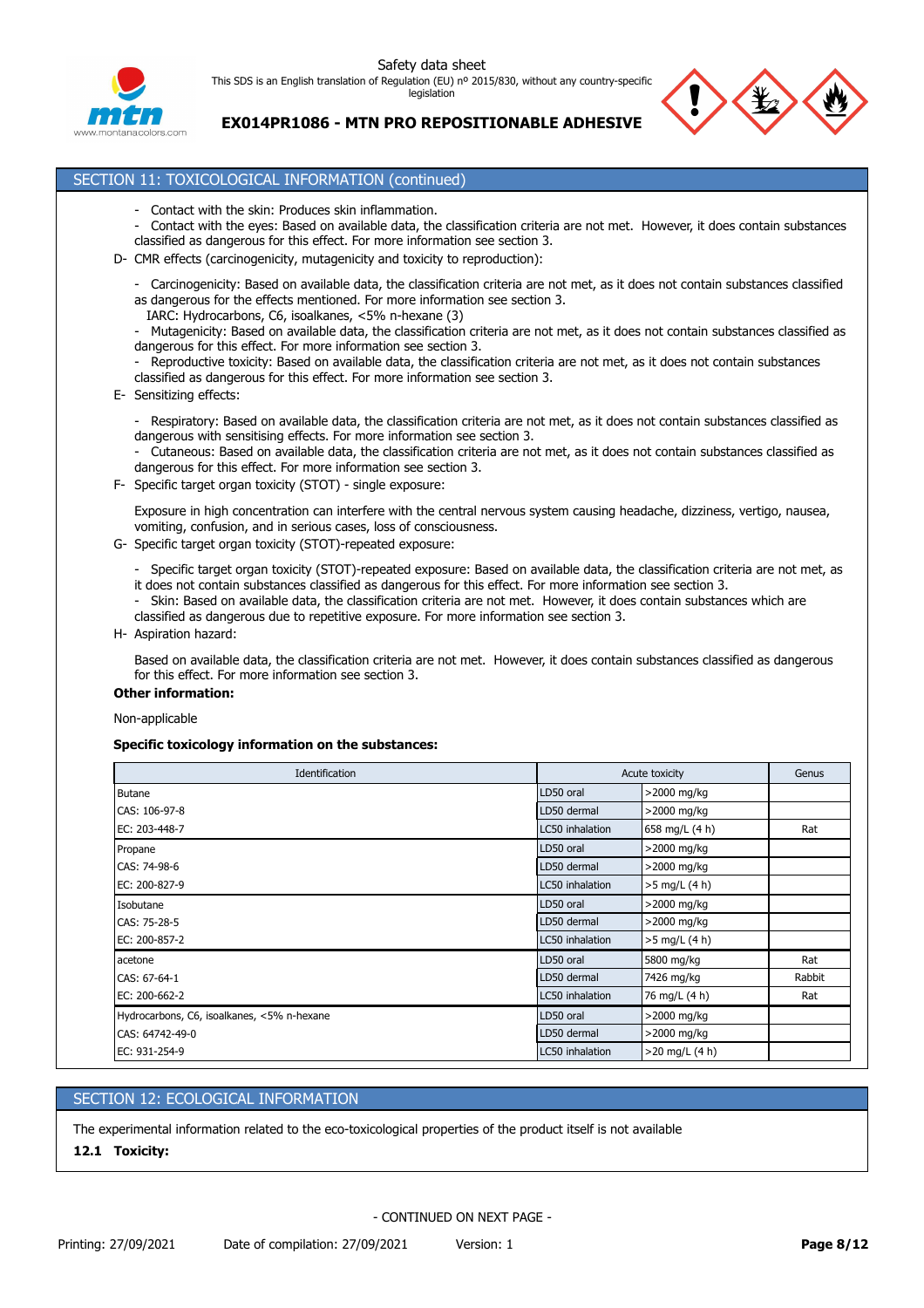## SECTION 11: TOXICOLOGICAL INFORMATION (continued)

- Contact with the skin: Produces skin inflammation.
- Contact with the eyes: Based on available data, the classification criteria are not met. However, it does contain substances classified as dangerous for this effect. For more information see section 3.

D- CMR effects (carcinogenicity, mutagenicity and toxicity to reproduction):

- Carcinogenicity: Based on available data, the classification criteria are not met, as it does not contain substances classified as dangerous for the effects mentioned. For more information see section 3.
  IARC: Hydrocarbons, C6, isoalkanes, <5% n-hexane (3)
- Mutagenicity: Based on available data, the classification criteria are not met, as it does not contain substances classified as dangerous for this effect. For more information see section 3.
- Reproductive toxicity: Based on available data, the classification criteria are not met, as it does not contain substances classified as dangerous for this effect. For more information see section 3.

E- Sensitizing effects:

- Respiratory: Based on available data, the classification criteria are not met, as it does not contain substances classified as dangerous with sensitising effects. For more information see section 3.
- Cutaneous: Based on available data, the classification criteria are not met, as it does not contain substances classified as dangerous for this effect. For more information see section 3.

F- Specific target organ toxicity (STOT) - single exposure:

Exposure in high concentration can interfere with the central nervous system causing headache, dizziness, vertigo, nausea, vomiting, confusion, and in serious cases, loss of consciousness.

G- Specific target organ toxicity (STOT)-repeated exposure:

- Specific target organ toxicity (STOT)-repeated exposure: Based on available data, the classification criteria are not met, as it does not contain substances classified as dangerous for this effect. For more information see section 3.
- Skin: Based on available data, the classification criteria are not met. However, it does contain substances which are classified as dangerous due to repetitive exposure. For more information see section 3.

H- Aspiration hazard:

Based on available data, the classification criteria are not met. However, it does contain substances classified as dangerous for this effect. For more information see section 3.

**Other information:**

Non-applicable

**Specific toxicology information on the substances:**

| Identification | Acute toxicity | | Genus |
|---|---|---|---|
| Butane | LD50 oral | >2000 mg/kg | |
| CAS: 106-97-8 | LD50 dermal | >2000 mg/kg | |
| EC: 203-448-7 | LC50 inhalation | 658 mg/L (4 h) | Rat |
| Propane | LD50 oral | >2000 mg/kg | |
| CAS: 74-98-6 | LD50 dermal | >2000 mg/kg | |
| EC: 200-827-9 | LC50 inhalation | >5 mg/L (4 h) | |
| Isobutane | LD50 oral | >2000 mg/kg | |
| CAS: 75-28-5 | LD50 dermal | >2000 mg/kg | |
| EC: 200-857-2 | LC50 inhalation | >5 mg/L (4 h) | |
| acetone | LD50 oral | 5800 mg/kg | Rat |
| CAS: 67-64-1 | LD50 dermal | 7426 mg/kg | Rabbit |
| EC: 200-662-2 | LC50 inhalation | 76 mg/L (4 h) | Rat |
| Hydrocarbons, C6, isoalkanes, <5% n-hexane | LD50 oral | >2000 mg/kg | |
| CAS: 64742-49-0 | LD50 dermal | >2000 mg/kg | |
| EC: 931-254-9 | LC50 inhalation | >20 mg/L (4 h) | |

## SECTION 12: ECOLOGICAL INFORMATION

The experimental information related to the eco-toxicological properties of the product itself is not available

**12.1 Toxicity:**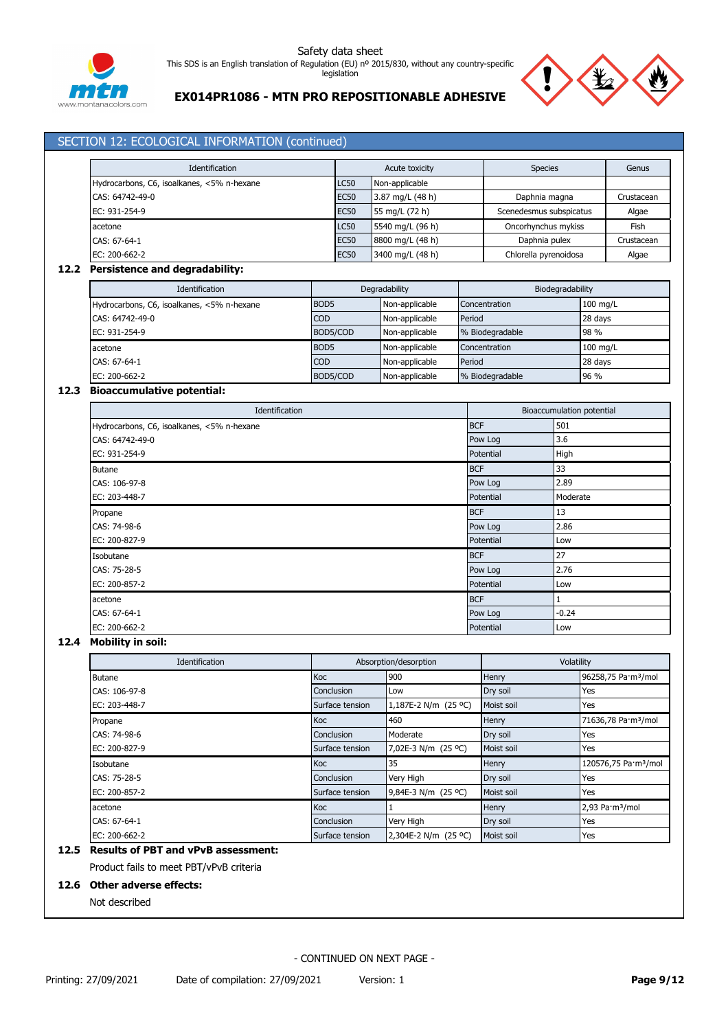## SECTION 12: ECOLOGICAL INFORMATION (continued)

| Identification | Acute toxicity | | Species | Genus |
|---|---|---|---|---|
| Hydrocarbons, C6, isoalkanes, <5% n-hexane | LC50 | Non-applicable | | |
| CAS: 64742-49-0 | EC50 | 3.87 mg/L (48 h) | Daphnia magna | Crustacean |
| EC: 931-254-9 | EC50 | 55 mg/L (72 h) | Scenedesmus subspicatus | Algae |
| acetone | LC50 | 5540 mg/L (96 h) | Oncorhynchus mykiss | Fish |
| CAS: 67-64-1 | EC50 | 8800 mg/L (48 h) | Daphnia pulex | Crustacean |
| EC: 200-662-2 | EC50 | 3400 mg/L (48 h) | Chlorella pyrenoidosa | Algae |

### 12.2 Persistence and degradability:

| Identification | Degradability | | Biodegradability | |
|---|---|---|---|---|
| Hydrocarbons, C6, isoalkanes, <5% n-hexane | BOD5 | Non-applicable | Concentration | 100 mg/L |
| CAS: 64742-49-0 | COD | Non-applicable | Period | 28 days |
| EC: 931-254-9 | BOD5/COD | Non-applicable | % Biodegradable | 98 % |
| acetone | BOD5 | Non-applicable | Concentration | 100 mg/L |
| CAS: 67-64-1 | COD | Non-applicable | Period | 28 days |
| EC: 200-662-2 | BOD5/COD | Non-applicable | % Biodegradable | 96 % |

### 12.3 Bioaccumulative potential:

| Identification | Bioaccumulation potential | |
|---|---|---|
| Hydrocarbons, C6, isoalkanes, <5% n-hexane | BCF | 501 |
| CAS: 64742-49-0 | Pow Log | 3.6 |
| EC: 931-254-9 | Potential | High |
| Butane | BCF | 33 |
| CAS: 106-97-8 | Pow Log | 2.89 |
| EC: 203-448-7 | Potential | Moderate |
| Propane | BCF | 13 |
| CAS: 74-98-6 | Pow Log | 2.86 |
| EC: 200-827-9 | Potential | Low |
| Isobutane | BCF | 27 |
| CAS: 75-28-5 | Pow Log | 2.76 |
| EC: 200-857-2 | Potential | Low |
| acetone | BCF | 1 |
| CAS: 67-64-1 | Pow Log | -0.24 |
| EC: 200-662-2 | Potential | Low |

### 12.4 Mobility in soil:

| Identification | Absorption/desorption | | Volatility | |
|---|---|---|---|---|
| Butane | Koc | 900 | Henry | 96258,75 Pa·m³/mol |
| CAS: 106-97-8 | Conclusion | Low | Dry soil | Yes |
| EC: 203-448-7 | Surface tension | 1,187E-2 N/m (25 ºC) | Moist soil | Yes |
| Propane | Koc | 460 | Henry | 71636,78 Pa·m³/mol |
| CAS: 74-98-6 | Conclusion | Moderate | Dry soil | Yes |
| EC: 200-827-9 | Surface tension | 7,02E-3 N/m (25 ºC) | Moist soil | Yes |
| Isobutane | Koc | 35 | Henry | 120576,75 Pa·m³/mol |
| CAS: 75-28-5 | Conclusion | Very High | Dry soil | Yes |
| EC: 200-857-2 | Surface tension | 9,84E-3 N/m (25 ºC) | Moist soil | Yes |
| acetone | Koc | 1 | Henry | 2,93 Pa·m³/mol |
| CAS: 67-64-1 | Conclusion | Very High | Dry soil | Yes |
| EC: 200-662-2 | Surface tension | 2,304E-2 N/m (25 ºC) | Moist soil | Yes |

### 12.5 Results of PBT and vPvB assessment:

Product fails to meet PBT/vPvB criteria

### 12.6 Other adverse effects:

Not described

- CONTINUED ON NEXT PAGE -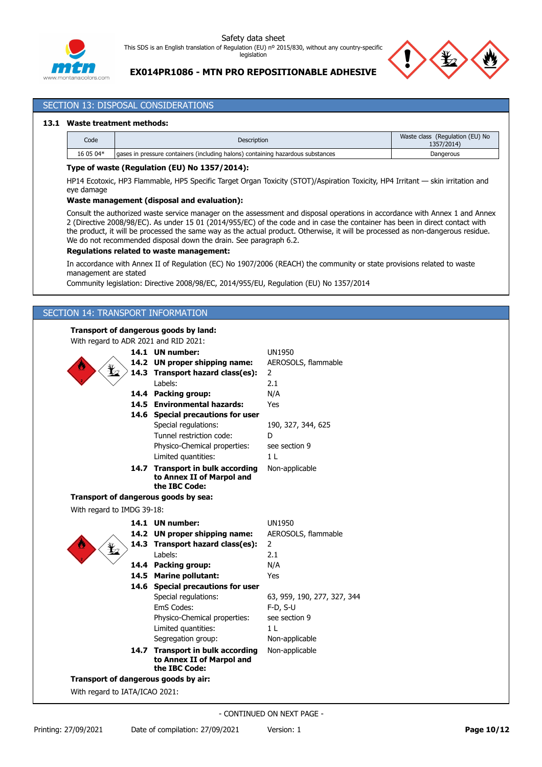## SECTION 13: DISPOSAL CONSIDERATIONS

### 13.1 Waste treatment methods:

| Code | Description | Waste class (Regulation (EU) No 1357/2014) |
|---|---|---|
| 16 05 04* | gases in pressure containers (including halons) containing hazardous substances | Dangerous |

**Type of waste (Regulation (EU) No 1357/2014):**

HP14 Ecotoxic, HP3 Flammable, HP5 Specific Target Organ Toxicity (STOT)/Aspiration Toxicity, HP4 Irritant — skin irritation and eye damage

**Waste management (disposal and evaluation):**

Consult the authorized waste service manager on the assessment and disposal operations in accordance with Annex 1 and Annex 2 (Directive 2008/98/EC). As under 15 01 (2014/955/EC) of the code and in case the container has been in direct contact with the product, it will be processed the same way as the actual product. Otherwise, it will be processed as non-dangerous residue. We do not recommended disposal down the drain. See paragraph 6.2.

**Regulations related to waste management:**

In accordance with Annex II of Regulation (EC) No 1907/2006 (REACH) the community or state provisions related to waste management are stated

Community legislation: Directive 2008/98/EC, 2014/955/EU, Regulation (EU) No 1357/2014

## SECTION 14: TRANSPORT INFORMATION

**Transport of dangerous goods by land:**

With regard to ADR 2021 and RID 2021:

- **14.1 UN number:** UN1950
- **14.2 UN proper shipping name:** AEROSOLS, flammable
- **14.3 Transport hazard class(es):** 2
  - Labels: 2.1
- **14.4 Packing group:** N/A
- **14.5 Environmental hazards:** Yes
- **14.6 Special precautions for user**
  - Special regulations: 190, 327, 344, 625
  - Tunnel restriction code: D
  - Physico-Chemical properties: see section 9
  - Limited quantities: 1 L
- **14.7 Transport in bulk according to Annex II of Marpol and the IBC Code:** Non-applicable

**Transport of dangerous goods by sea:**

With regard to IMDG 39-18:

- **14.1 UN number:** UN1950
- **14.2 UN proper shipping name:** AEROSOLS, flammable
- **14.3 Transport hazard class(es):** 2
  - Labels: 2.1
- **14.4 Packing group:** N/A
- **14.5 Marine pollutant:** Yes
- **14.6 Special precautions for user**
  - Special regulations: 63, 959, 190, 277, 327, 344
  - EmS Codes: F-D, S-U
  - Physico-Chemical properties: see section 9
  - Limited quantities: 1 L
  - Segregation group: Non-applicable
- **14.7 Transport in bulk according to Annex II of Marpol and the IBC Code:** Non-applicable

**Transport of dangerous goods by air:**

With regard to IATA/ICAO 2021:

- CONTINUED ON NEXT PAGE -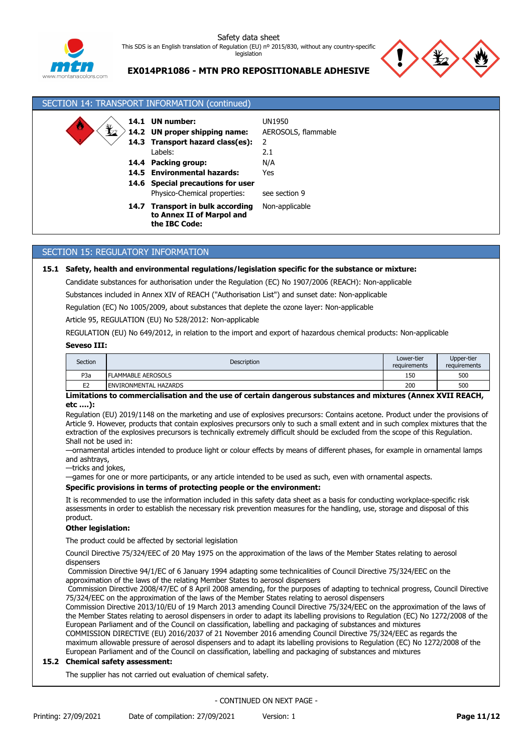## SECTION 14: TRANSPORT INFORMATION (continued)

**14.1 UN number:** UN1950

**14.2 UN proper shipping name:** AEROSOLS, flammable

**14.3 Transport hazard class(es):** 2

Labels: 2.1

**14.4 Packing group:** N/A

**14.5 Environmental hazards:** Yes

**14.6 Special precautions for user**

Physico-Chemical properties: see section 9

**14.7 Transport in bulk according to Annex II of Marpol and the IBC Code:** Non-applicable

## SECTION 15: REGULATORY INFORMATION

### 15.1 Safety, health and environmental regulations/legislation specific for the substance or mixture:

Candidate substances for authorisation under the Regulation (EC) No 1907/2006 (REACH): Non-applicable

Substances included in Annex XIV of REACH ("Authorisation List") and sunset date: Non-applicable

Regulation (EC) No 1005/2009, about substances that deplete the ozone layer: Non-applicable

Article 95, REGULATION (EU) No 528/2012: Non-applicable

REGULATION (EU) No 649/2012, in relation to the import and export of hazardous chemical products: Non-applicable

**Seveso III:**

| Section | Description | Lower-tier requirements | Upper-tier requirements |
|---|---|---|---|
| P3a | FLAMMABLE AEROSOLS | 150 | 500 |
| E2 | ENVIRONMENTAL HAZARDS | 200 | 500 |

**Limitations to commercialisation and the use of certain dangerous substances and mixtures (Annex XVII REACH, etc ….):**

Regulation (EU) 2019/1148 on the marketing and use of explosives precursors: Contains acetone. Product under the provisions of Article 9. However, products that contain explosives precursors only to such a small extent and in such complex mixtures that the extraction of the explosives precursors is technically extremely difficult should be excluded from the scope of this Regulation.

Shall not be used in:

—ornamental articles intended to produce light or colour effects by means of different phases, for example in ornamental lamps and ashtrays,

—tricks and jokes,

—games for one or more participants, or any article intended to be used as such, even with ornamental aspects.

**Specific provisions in terms of protecting people or the environment:**

It is recommended to use the information included in this safety data sheet as a basis for conducting workplace-specific risk assessments in order to establish the necessary risk prevention measures for the handling, use, storage and disposal of this product.

**Other legislation:**

The product could be affected by sectorial legislation

Council Directive 75/324/EEC of 20 May 1975 on the approximation of the laws of the Member States relating to aerosol dispensers

Commission Directive 94/1/EC of 6 January 1994 adapting some technicalities of Council Directive 75/324/EEC on the approximation of the laws of the relating Member States to aerosol dispensers

Commission Directive 2008/47/EC of 8 April 2008 amending, for the purposes of adapting to technical progress, Council Directive 75/324/EEC on the approximation of the laws of the Member States relating to aerosol dispensers

Commission Directive 2013/10/EU of 19 March 2013 amending Council Directive 75/324/EEC on the approximation of the laws of the Member States relating to aerosol dispensers in order to adapt its labelling provisions to Regulation (EC) No 1272/2008 of the European Parliament and of the Council on classification, labelling and packaging of substances and mixtures

COMMISSION DIRECTIVE (EU) 2016/2037 of 21 November 2016 amending Council Directive 75/324/EEC as regards the maximum allowable pressure of aerosol dispensers and to adapt its labelling provisions to Regulation (EC) No 1272/2008 of the European Parliament and of the Council on classification, labelling and packaging of substances and mixtures

### 15.2 Chemical safety assessment:

The supplier has not carried out evaluation of chemical safety.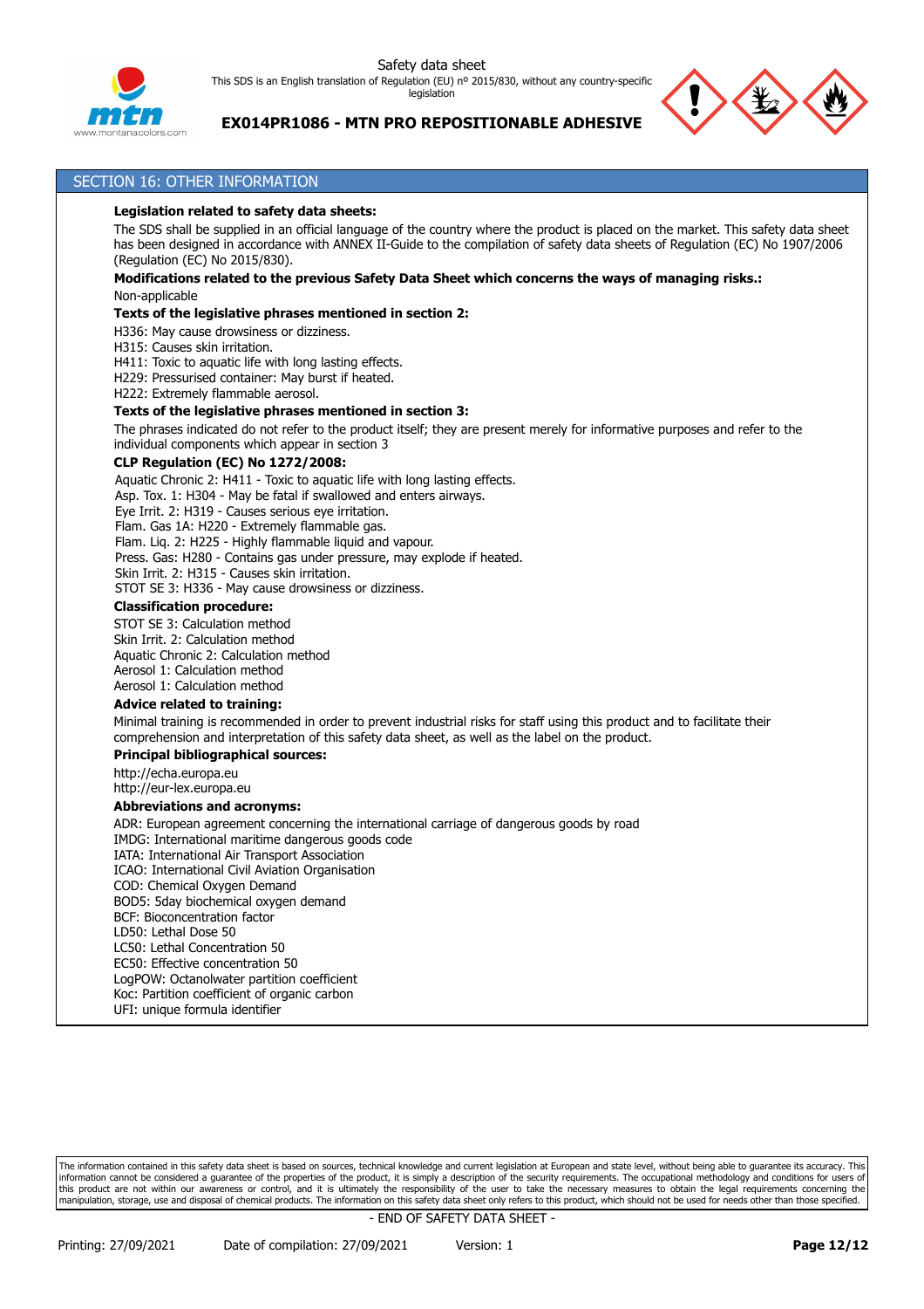## SECTION 16: OTHER INFORMATION

**Legislation related to safety data sheets:**

The SDS shall be supplied in an official language of the country where the product is placed on the market. This safety data sheet has been designed in accordance with ANNEX II-Guide to the compilation of safety data sheets of Regulation (EC) No 1907/2006 (Regulation (EC) No 2015/830).

**Modifications related to the previous Safety Data Sheet which concerns the ways of managing risks.:**

Non-applicable

**Texts of the legislative phrases mentioned in section 2:**

H336: May cause drowsiness or dizziness.
H315: Causes skin irritation.
H411: Toxic to aquatic life with long lasting effects.
H229: Pressurised container: May burst if heated.
H222: Extremely flammable aerosol.

**Texts of the legislative phrases mentioned in section 3:**

The phrases indicated do not refer to the product itself; they are present merely for informative purposes and refer to the individual components which appear in section 3

**CLP Regulation (EC) No 1272/2008:**

Aquatic Chronic 2: H411 - Toxic to aquatic life with long lasting effects.
Asp. Tox. 1: H304 - May be fatal if swallowed and enters airways.
Eye Irrit. 2: H319 - Causes serious eye irritation.
Flam. Gas 1A: H220 - Extremely flammable gas.
Flam. Liq. 2: H225 - Highly flammable liquid and vapour.
Press. Gas: H280 - Contains gas under pressure, may explode if heated.
Skin Irrit. 2: H315 - Causes skin irritation.
STOT SE 3: H336 - May cause drowsiness or dizziness.

**Classification procedure:**

STOT SE 3: Calculation method
Skin Irrit. 2: Calculation method
Aquatic Chronic 2: Calculation method
Aerosol 1: Calculation method
Aerosol 1: Calculation method

**Advice related to training:**

Minimal training is recommended in order to prevent industrial risks for staff using this product and to facilitate their comprehension and interpretation of this safety data sheet, as well as the label on the product.

**Principal bibliographical sources:**

http://echa.europa.eu
http://eur-lex.europa.eu

**Abbreviations and acronyms:**

ADR: European agreement concerning the international carriage of dangerous goods by road
IMDG: International maritime dangerous goods code
IATA: International Air Transport Association
ICAO: International Civil Aviation Organisation
COD: Chemical Oxygen Demand
BOD5: 5day biochemical oxygen demand
BCF: Bioconcentration factor
LD50: Lethal Dose 50
LC50: Lethal Concentration 50
EC50: Effective concentration 50
LogPOW: Octanolwater partition coefficient
Koc: Partition coefficient of organic carbon
UFI: unique formula identifier

The information contained in this safety data sheet is based on sources, technical knowledge and current legislation at European and state level, without being able to guarantee its accuracy. This information cannot be considered a guarantee of the properties of the product, it is simply a description of the security requirements. The occupational methodology and conditions for users of this product are not within our awareness or control, and it is ultimately the responsibility of the user to take the necessary measures to obtain the legal requirements concerning the manipulation, storage, use and disposal of chemical products. The information on this safety data sheet only refers to this product, which should not be used for needs other than those specified.

\- END OF SAFETY DATA SHEET -